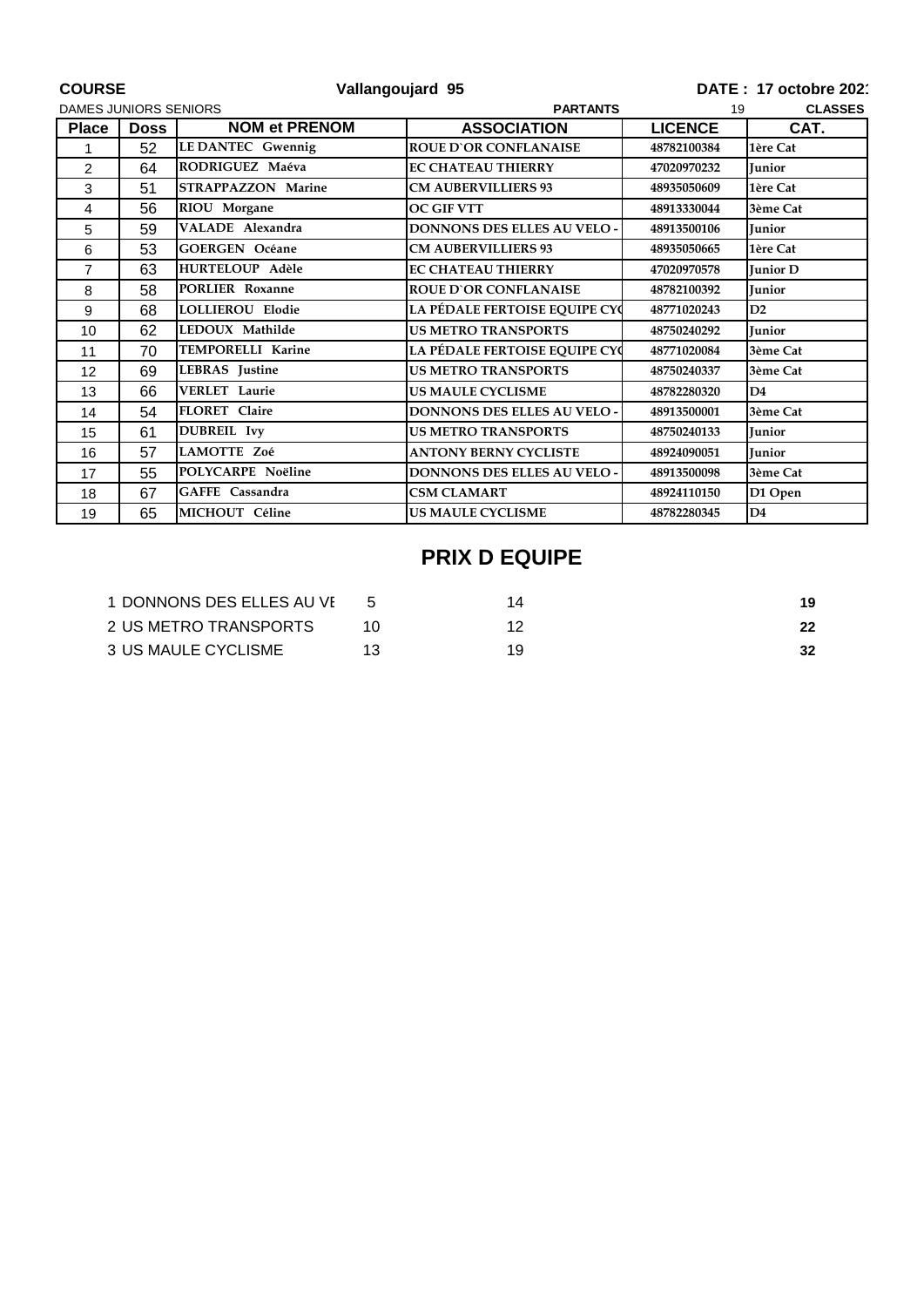**COURSE** **Vallangoujard 95** **DATE : 17 octobre 202**

DAMES JUNIORS SENIORS **PARTANTS** 19 **CLASSES**

| Place | Doss | NOM et PRENOM | ASSOCIATION | LICENCE | CAT. |
|---|---|---|---|---|---|
| 1 | 52 | LE DANTEC Gwennig | ROUE D`OR CONFLANAISE | 48782100384 | 1ère Cat |
| 2 | 64 | RODRIGUEZ Maéva | EC CHATEAU THIERRY | 47020970232 | Junior |
| 3 | 51 | STRAPPAZZON Marine | CM AUBERVILLIERS 93 | 48935050609 | 1ère Cat |
| 4 | 56 | RIOU Morgane | OC GIF VTT | 48913330044 | 3ème Cat |
| 5 | 59 | VALADE Alexandra | DONNONS DES ELLES AU VELO - | 48913500106 | Junior |
| 6 | 53 | GOERGEN Océane | CM AUBERVILLIERS 93 | 48935050665 | 1ère Cat |
| 7 | 63 | HURTELOUP Adèle | EC CHATEAU THIERRY | 47020970578 | Junior D |
| 8 | 58 | PORLIER Roxanne | ROUE D`OR CONFLANAISE | 48782100392 | Junior |
| 9 | 68 | LOLLIEROU Elodie | LA PÉDALE FERTOISE EQUIPE CY | 48771020243 | D2 |
| 10 | 62 | LEDOUX Mathilde | US METRO TRANSPORTS | 48750240292 | Junior |
| 11 | 70 | TEMPORELLI Karine | LA PÉDALE FERTOISE EQUIPE CY | 48771020084 | 3ème Cat |
| 12 | 69 | LEBRAS Justine | US METRO TRANSPORTS | 48750240337 | 3ème Cat |
| 13 | 66 | VERLET Laurie | US MAULE CYCLISME | 48782280320 | D4 |
| 14 | 54 | FLORET Claire | DONNONS DES ELLES AU VELO - | 48913500001 | 3ème Cat |
| 15 | 61 | DUBREIL Ivy | US METRO TRANSPORTS | 48750240133 | Junior |
| 16 | 57 | LAMOTTE Zoé | ANTONY BERNY CYCLISTE | 48924090051 | Junior |
| 17 | 55 | POLYCARPE Noëline | DONNONS DES ELLES AU VELO - | 48913500098 | 3ème Cat |
| 18 | 67 | GAFFE Cassandra | CSM CLAMART | 48924110150 | D1 Open |
| 19 | 65 | MICHOUT Céline | US MAULE CYCLISME | 48782280345 | D4 |

## PRIX D EQUIPE

| | | | |
|---|---|---|---|
| 1 DONNONS DES ELLES AU VE | 5 | 14 | **19** |
| 2 US METRO TRANSPORTS | 10 | 12 | **22** |
| 3 US MAULE CYCLISME | 13 | 19 | **32** |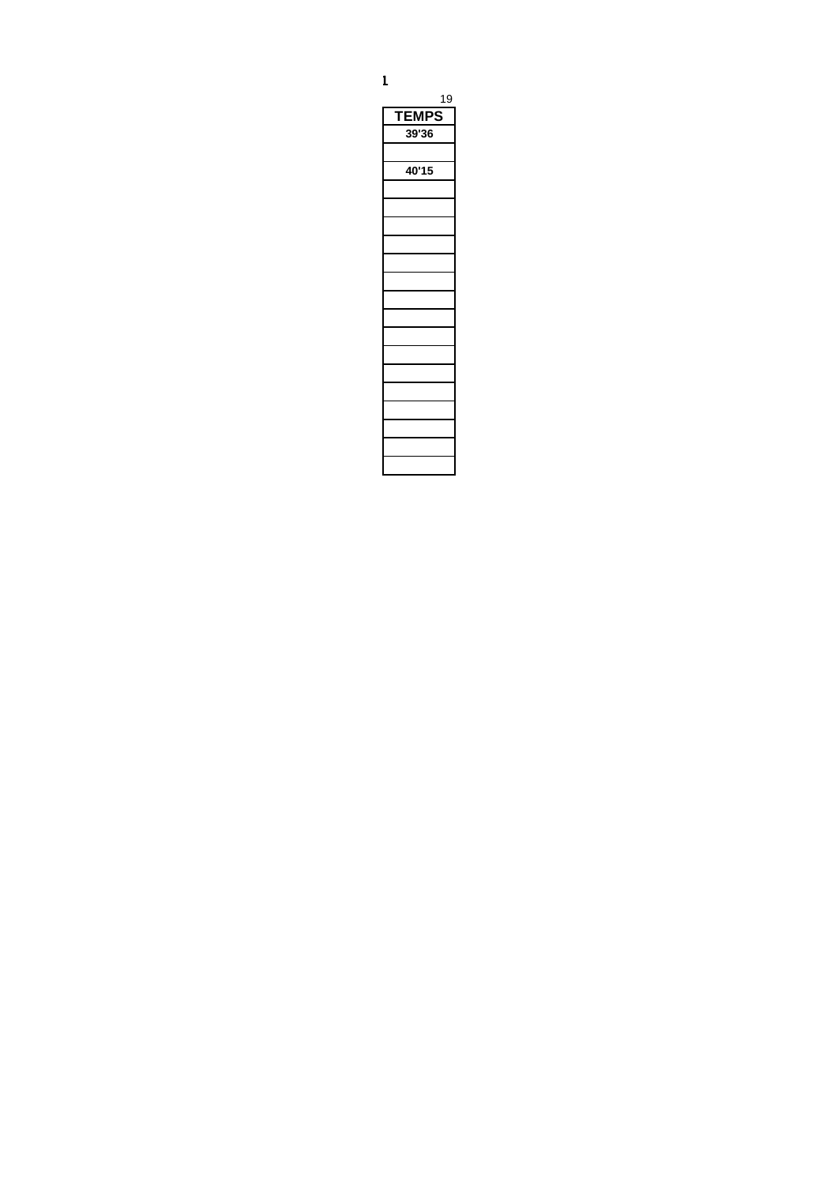1

19

| TEMPS |
|---|
| **39'36** |
| |
| **40'15** |
| |
| |
| |
| |
| |
| |
| |
| |
| |
| |
| |
| |
| |
| |
| |
| |